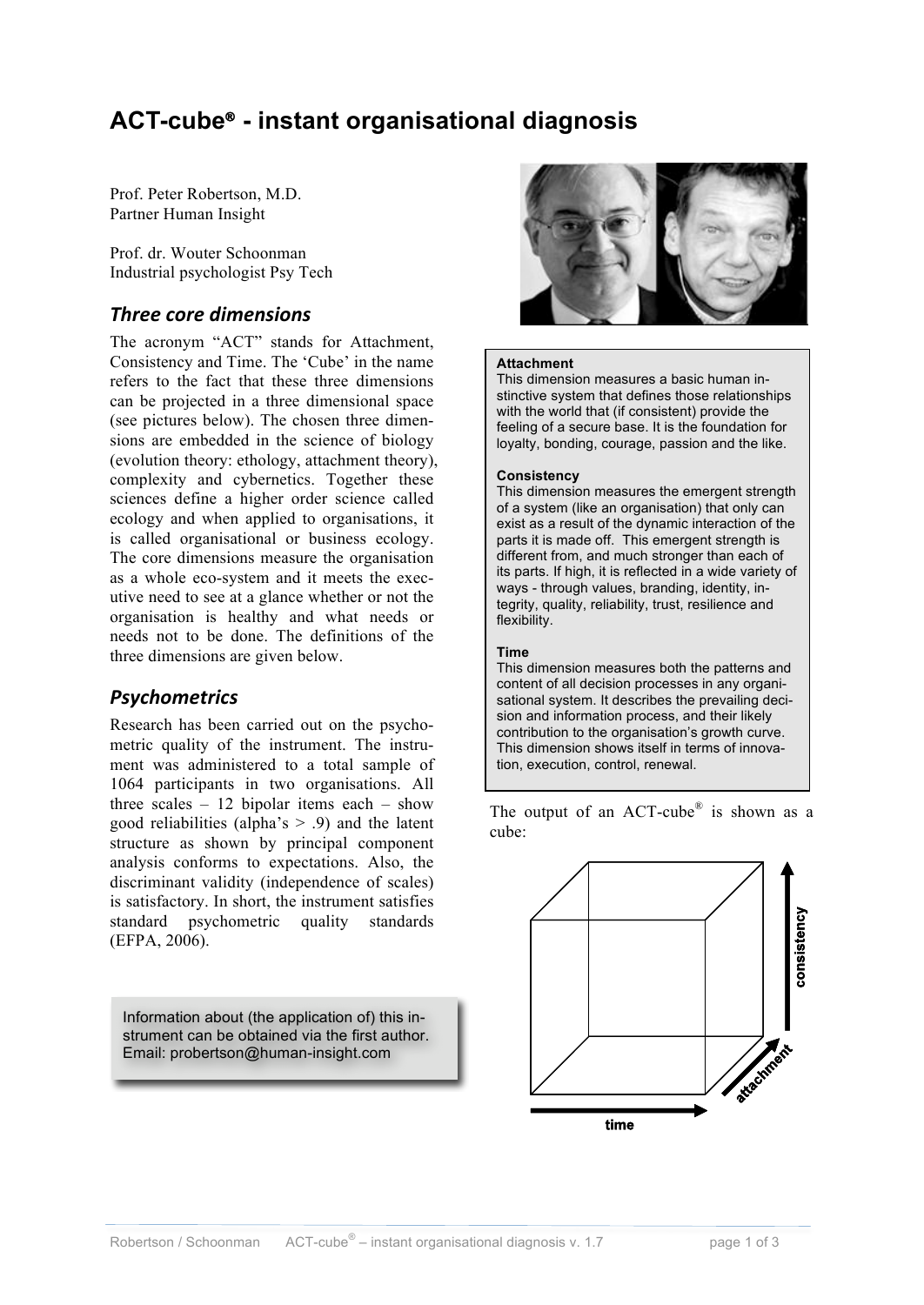# ACT-cube® - instant organisational diagnosis

Prof. Peter Robertson, M.D.
Partner Human Insight

Prof. dr. Wouter Schoonman
Industrial psychologist Psy Tech

## *Three core dimensions*

The acronym "ACT" stands for Attachment, Consistency and Time. The 'Cube' in the name refers to the fact that these three dimensions can be projected in a three dimensional space (see pictures below). The chosen three dimensions are embedded in the science of biology (evolution theory: ethology, attachment theory), complexity and cybernetics. Together these sciences define a higher order science called ecology and when applied to organisations, it is called organisational or business ecology. The core dimensions measure the organisation as a whole eco-system and it meets the executive need to see at a glance whether or not the organisation is healthy and what needs or needs not to be done. The definitions of the three dimensions are given below.

## *Psychometrics*

Research has been carried out on the psychometric quality of the instrument. The instrument was administered to a total sample of 1064 participants in two organisations. All three scales – 12 bipolar items each – show good reliabilities (alpha's > .9) and the latent structure as shown by principal component analysis conforms to expectations. Also, the discriminant validity (independence of scales) is satisfactory. In short, the instrument satisfies standard psychometric quality standards (EFPA, 2006).

> Information about (the application of) this instrument can be obtained via the first author. Email: probertson@human-insight.com

**Attachment**
This dimension measures a basic human instinctive system that defines those relationships with the world that (if consistent) provide the feeling of a secure base. It is the foundation for loyalty, bonding, courage, passion and the like.

**Consistency**
This dimension measures the emergent strength of a system (like an organisation) that only can exist as a result of the dynamic interaction of the parts it is made off. This emergent strength is different from, and much stronger than each of its parts. If high, it is reflected in a wide variety of ways - through values, branding, identity, integrity, quality, reliability, trust, resilience and flexibility.

**Time**
This dimension measures both the patterns and content of all decision processes in any organisational system. It describes the prevailing decision and information process, and their likely contribution to the organisation's growth curve. This dimension shows itself in terms of innovation, execution, control, renewal.

The output of an ACT-cube® is shown as a cube:

consistency
attachment
time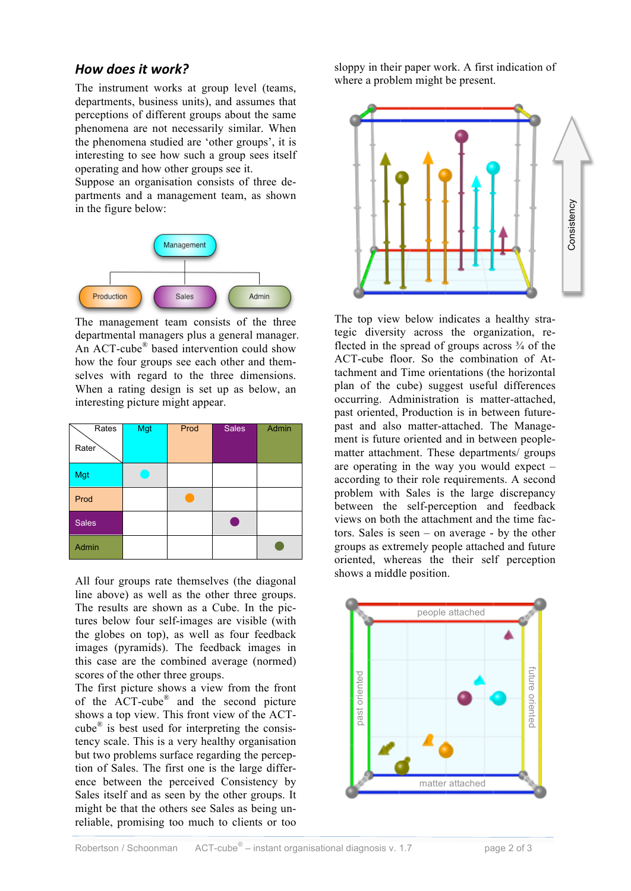## *How does it work?*

The instrument works at group level (teams, departments, business units), and assumes that perceptions of different groups about the same phenomena are not necessarily similar. When the phenomena studied are 'other groups', it is interesting to see how such a group sees itself operating and how other groups see it.

Suppose an organisation consists of three departments and a management team, as shown in the figure below:

Management

Production

Sales

Admin

The management team consists of the three departmental managers plus a general manager. An ACT-cube® based intervention could show how the four groups see each other and themselves with regard to the three dimensions. When a rating design is set up as below, an interesting picture might appear.

| Rates / Rater | Mgt | Prod | Sales | Admin |
|---|---|---|---|---|
| Mgt | ● | | | |
| Prod | | ● | | |
| Sales | | | ● | |
| Admin | | | | ● |

All four groups rate themselves (the diagonal line above) as well as the other three groups. The results are shown as a Cube. In the pictures below four self-images are visible (with the globes on top), as well as four feedback images (pyramids). The feedback images in this case are the combined average (normed) scores of the other three groups.

The first picture shows a view from the front of the ACT-cube® and the second picture shows a top view. This front view of the ACT-cube® is best used for interpreting the consistency scale. This is a very healthy organisation but two problems surface regarding the perception of Sales. The first one is the large difference between the perceived Consistency by Sales itself and as seen by the other groups. It might be that the others see Sales as being unreliable, promising too much to clients or too sloppy in their paper work. A first indication of where a problem might be present.

Consistency

The top view below indicates a healthy strategic diversity across the organization, reflected in the spread of groups across ¾ of the ACT-cube floor. So the combination of Attachment and Time orientations (the horizontal plan of the cube) suggest useful differences occurring. Administration is matter-attached, past oriented, Production is in between future-past and also matter-attached. The Management is future oriented and in between people-matter attachment. These departments/ groups are operating in the way you would expect – according to their role requirements. A second problem with Sales is the large discrepancy between the self-perception and feedback views on both the attachment and the time factors. Sales is seen – on average - by the other groups as extremely people attached and future oriented, whereas the their self perception shows a middle position.

people attached

past oriented

future oriented

matter attached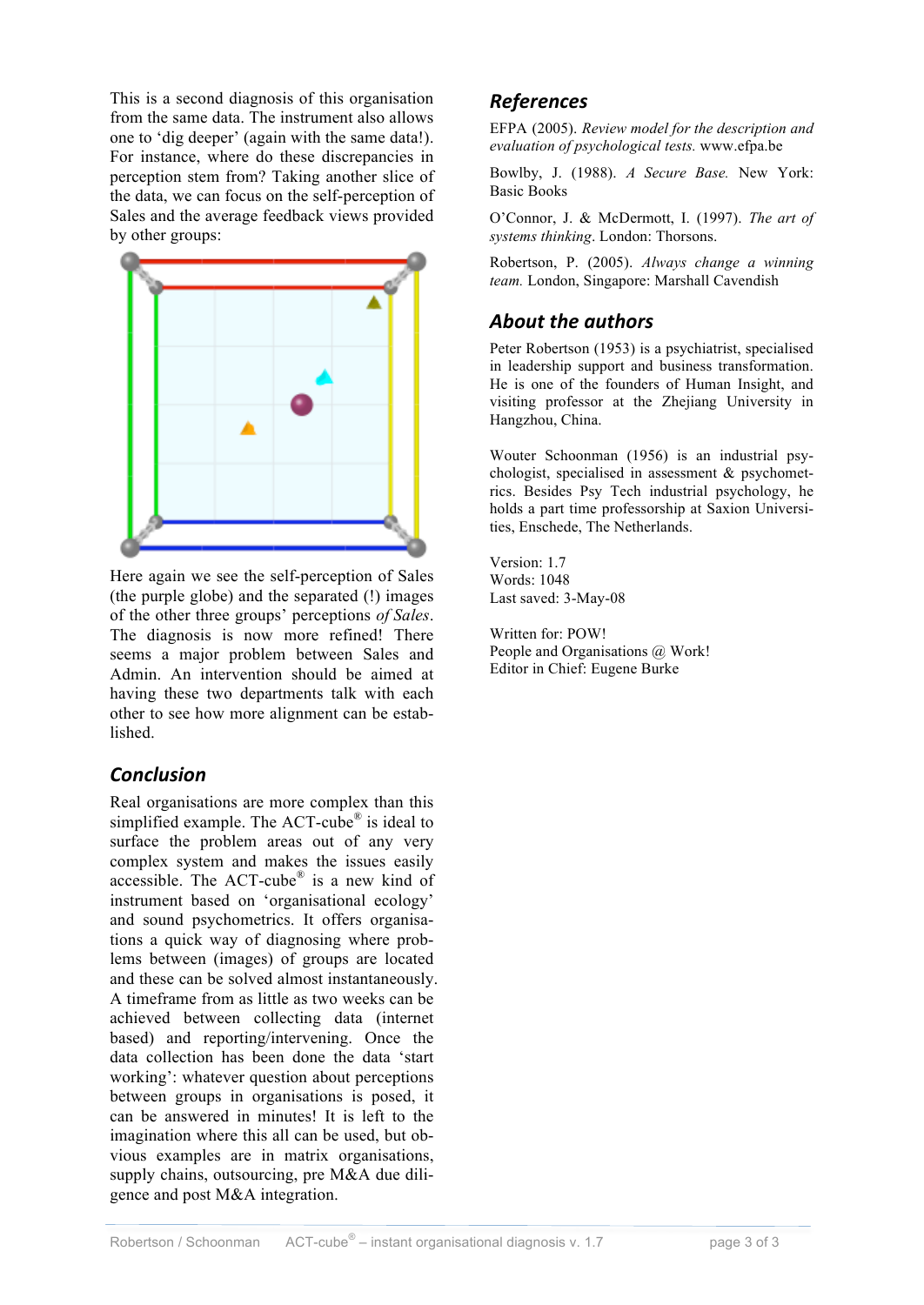This is a second diagnosis of this organisation from the same data. The instrument also allows one to 'dig deeper' (again with the same data!). For instance, where do these discrepancies in perception stem from? Taking another slice of the data, we can focus on the self-perception of Sales and the average feedback views provided by other groups:

Here again we see the self-perception of Sales (the purple globe) and the separated (!) images of the other three groups' perceptions *of Sales*. The diagnosis is now more refined! There seems a major problem between Sales and Admin. An intervention should be aimed at having these two departments talk with each other to see how more alignment can be established.

## Conclusion

Real organisations are more complex than this simplified example. The ACT-cube® is ideal to surface the problem areas out of any very complex system and makes the issues easily accessible. The ACT-cube® is a new kind of instrument based on 'organisational ecology' and sound psychometrics. It offers organisations a quick way of diagnosing where problems between (images) of groups are located and these can be solved almost instantaneously. A timeframe from as little as two weeks can be achieved between collecting data (internet based) and reporting/intervening. Once the data collection has been done the data 'start working': whatever question about perceptions between groups in organisations is posed, it can be answered in minutes! It is left to the imagination where this all can be used, but obvious examples are in matrix organisations, supply chains, outsourcing, pre M&A due diligence and post M&A integration.

## References

EFPA (2005). *Review model for the description and evaluation of psychological tests.* www.efpa.be

Bowlby, J. (1988). *A Secure Base.* New York: Basic Books

O'Connor, J. & McDermott, I. (1997). *The art of systems thinking*. London: Thorsons.

Robertson, P. (2005). *Always change a winning team.* London, Singapore: Marshall Cavendish

## About the authors

Peter Robertson (1953) is a psychiatrist, specialised in leadership support and business transformation. He is one of the founders of Human Insight, and visiting professor at the Zhejiang University in Hangzhou, China.

Wouter Schoonman (1956) is an industrial psychologist, specialised in assessment & psychometrics. Besides Psy Tech industrial psychology, he holds a part time professorship at Saxion Universities, Enschede, The Netherlands.

Version: 1.7
Words: 1048
Last saved: 3-May-08

Written for: POW!
People and Organisations @ Work!
Editor in Chief: Eugene Burke